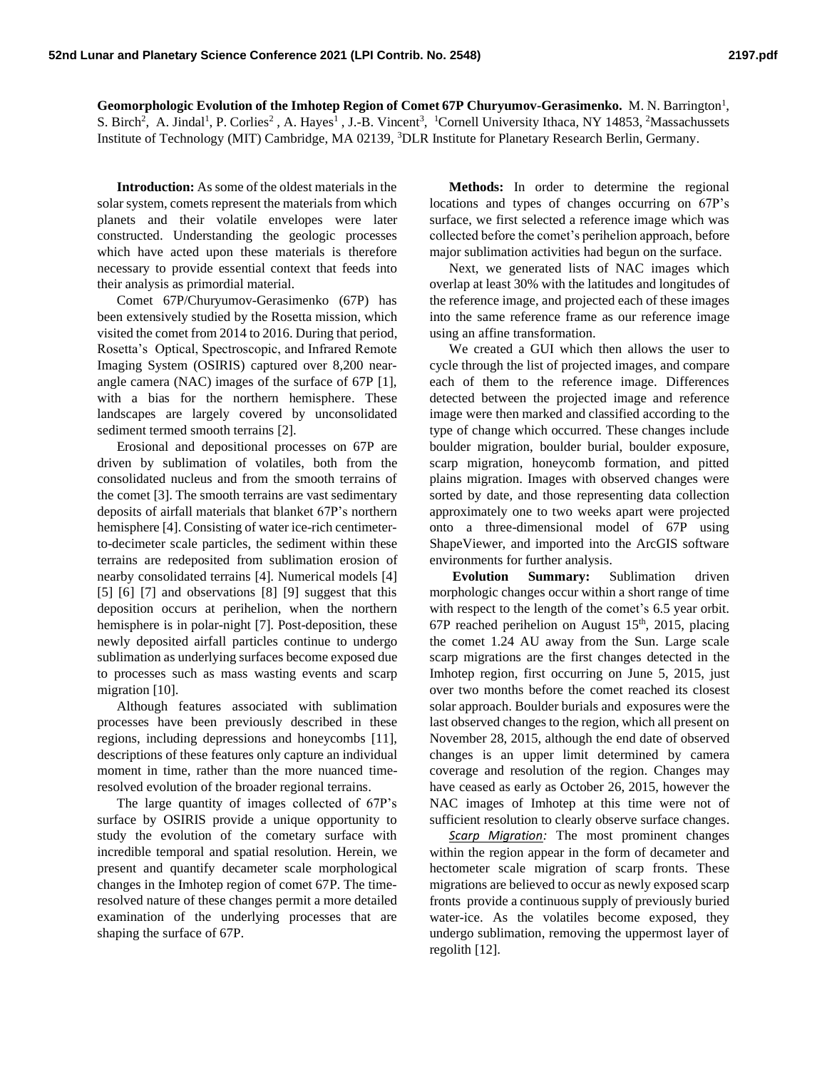**Geomorphologic Evolution of the Imhotep Region of Comet 67P Churyumov-Gerasimenko.** M. N. Barrington[1], S. Birch[2], A. Jindal[1], P. Corlies[2], A. Hayes[1], J.-B. Vincent[3], [1]Cornell University Ithaca, NY 14853, [2]Massachussets Institute of Technology (MIT) Cambridge, MA 02139, [3]DLR Institute for Planetary Research Berlin, Germany.

**Introduction:** As some of the oldest materials in the solar system, comets represent the materials from which planets and their volatile envelopes were later constructed. Understanding the geologic processes which have acted upon these materials is therefore necessary to provide essential context that feeds into their analysis as primordial material.

Comet 67P/Churyumov-Gerasimenko (67P) has been extensively studied by the Rosetta mission, which visited the comet from 2014 to 2016. During that period, Rosetta's Optical, Spectroscopic, and Infrared Remote Imaging System (OSIRIS) captured over 8,200 near-angle camera (NAC) images of the surface of 67P [1], with a bias for the northern hemisphere. These landscapes are largely covered by unconsolidated sediment termed smooth terrains [2].

Erosional and depositional processes on 67P are driven by sublimation of volatiles, both from the consolidated nucleus and from the smooth terrains of the comet [3]. The smooth terrains are vast sedimentary deposits of airfall materials that blanket 67P's northern hemisphere [4]. Consisting of water ice-rich centimeter-to-decimeter scale particles, the sediment within these terrains are redeposited from sublimation erosion of nearby consolidated terrains [4]. Numerical models [4] [5] [6] [7] and observations [8] [9] suggest that this deposition occurs at perihelion, when the northern hemisphere is in polar-night [7]. Post-deposition, these newly deposited airfall particles continue to undergo sublimation as underlying surfaces become exposed due to processes such as mass wasting events and scarp migration [10].

Although features associated with sublimation processes have been previously described in these regions, including depressions and honeycombs [11], descriptions of these features only capture an individual moment in time, rather than the more nuanced time-resolved evolution of the broader regional terrains.

The large quantity of images collected of 67P's surface by OSIRIS provide a unique opportunity to study the evolution of the cometary surface with incredible temporal and spatial resolution. Herein, we present and quantify decameter scale morphological changes in the Imhotep region of comet 67P. The time-resolved nature of these changes permit a more detailed examination of the underlying processes that are shaping the surface of 67P.

**Methods:** In order to determine the regional locations and types of changes occurring on 67P's surface, we first selected a reference image which was collected before the comet's perihelion approach, before major sublimation activities had begun on the surface.

Next, we generated lists of NAC images which overlap at least 30% with the latitudes and longitudes of the reference image, and projected each of these images into the same reference frame as our reference image using an affine transformation.

We created a GUI which then allows the user to cycle through the list of projected images, and compare each of them to the reference image. Differences detected between the projected image and reference image were then marked and classified according to the type of change which occurred. These changes include boulder migration, boulder burial, boulder exposure, scarp migration, honeycomb formation, and pitted plains migration. Images with observed changes were sorted by date, and those representing data collection approximately one to two weeks apart were projected onto a three-dimensional model of 67P using ShapeViewer, and imported into the ArcGIS software environments for further analysis.

**Evolution Summary:** Sublimation driven morphologic changes occur within a short range of time with respect to the length of the comet's 6.5 year orbit. 67P reached perihelion on August 15$^{th}$, 2015, placing the comet 1.24 AU away from the Sun. Large scale scarp migrations are the first changes detected in the Imhotep region, first occurring on June 5, 2015, just over two months before the comet reached its closest solar approach. Boulder burials and exposures were the last observed changes to the region, which all present on November 28, 2015, although the end date of observed changes is an upper limit determined by camera coverage and resolution of the region. Changes may have ceased as early as October 26, 2015, however the NAC images of Imhotep at this time were not of sufficient resolution to clearly observe surface changes.

*Scarp Migration:* The most prominent changes within the region appear in the form of decameter and hectometer scale migration of scarp fronts. These migrations are believed to occur as newly exposed scarp fronts provide a continuous supply of previously buried water-ice. As the volatiles become exposed, they undergo sublimation, removing the uppermost layer of regolith [12].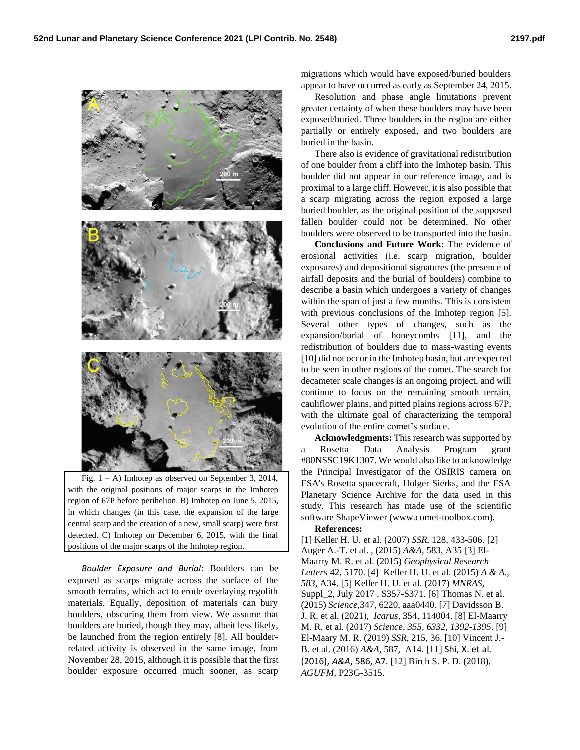Fig. 1 – A) Imhotep as observed on September 3, 2014, with the original positions of major scarps in the Imhotep region of 67P before perihelion. B) Imhotep on June 5, 2015, in which changes (in this case, the expansion of the large central scarp and the creation of a new, small scarp) were first detected. C) Imhotep on December 6, 2015, with the final positions of the major scarps of the Imhotep region.

*Boulder Exposure and Burial*: Boulders can be exposed as scarps migrate across the surface of the smooth terrains, which act to erode overlaying regolith materials. Equally, deposition of materials can bury boulders, obscuring them from view. We assume that boulders are buried, though they may, albeit less likely, be launched from the region entirely [8]. All boulder-related activity is observed in the same image, from November 28, 2015, although it is possible that the first boulder exposure occurred much sooner, as scarp migrations which would have exposed/buried boulders appear to have occurred as early as September 24, 2015.

Resolution and phase angle limitations prevent greater certainty of when these boulders may have been exposed/buried. Three boulders in the region are either partially or entirely exposed, and two boulders are buried in the basin.

There also is evidence of gravitational redistribution of one boulder from a cliff into the Imhotep basin. This boulder did not appear in our reference image, and is proximal to a large cliff. However, it is also possible that a scarp migrating across the region exposed a large buried boulder, as the original position of the supposed fallen boulder could not be determined. No other boulders were observed to be transported into the basin.

**Conclusions and Future Work:** The evidence of erosional activities (i.e. scarp migration, boulder exposures) and depositional signatures (the presence of airfall deposits and the burial of boulders) combine to describe a basin which undergoes a variety of changes within the span of just a few months. This is consistent with previous conclusions of the Imhotep region [5]. Several other types of changes, such as the expansion/burial of honeycombs [11], and the redistribution of boulders due to mass-wasting events [10] did not occur in the Imhotep basin, but are expected to be seen in other regions of the comet. The search for decameter scale changes is an ongoing project, and will continue to focus on the remaining smooth terrain, cauliflower plains, and pitted plains regions across 67P, with the ultimate goal of characterizing the temporal evolution of the entire comet's surface.

**Acknowledgments:** This research was supported by a Rosetta Data Analysis Program grant #80NSSC19K1307. We would also like to acknowledge the Principal Investigator of the OSIRIS camera on ESA's Rosetta spacecraft, Holger Sierks, and the ESA Planetary Science Archive for the data used in this study. This research has made use of the scientific software ShapeViewer (www.comet-toolbox.com).

**References:**

[1] Keller H. U. et al. (2007) *SSR*, 128, 433-506. [2] Auger A.-T. et al. , (2015) *A&A*, 583, A35 [3] El-Maarry M. R. et al. (2015) *Geophysical Research Letters* 42, 5170. [4] Keller H. U. et al. (2015) *A & A., 583*, A34. [5] Keller H. U. et al. (2017) *MNRAS*, Suppl_2, July 2017 , S357-S371. [6] Thomas N. et al. (2015) *Science*,347, 6220, aaa0440. [7] Davidsson B. J. R. et al. (2021), *Icarus*, 354, 114004. [8] El-Maarry M. R. et al. (2017) *Science, 355, 6332, 1392-1395*. [9] El-Maary M. R. (2019) *SSR*, 215, 36. [10] Vincent J.-B. et al. (2016) *A&A*, 587, A14. [11] Shi, X. et al. (2016), *A&A*, 586, A7. [12] Birch S. P. D. (2018), *AGUFM*, P23G-3515.